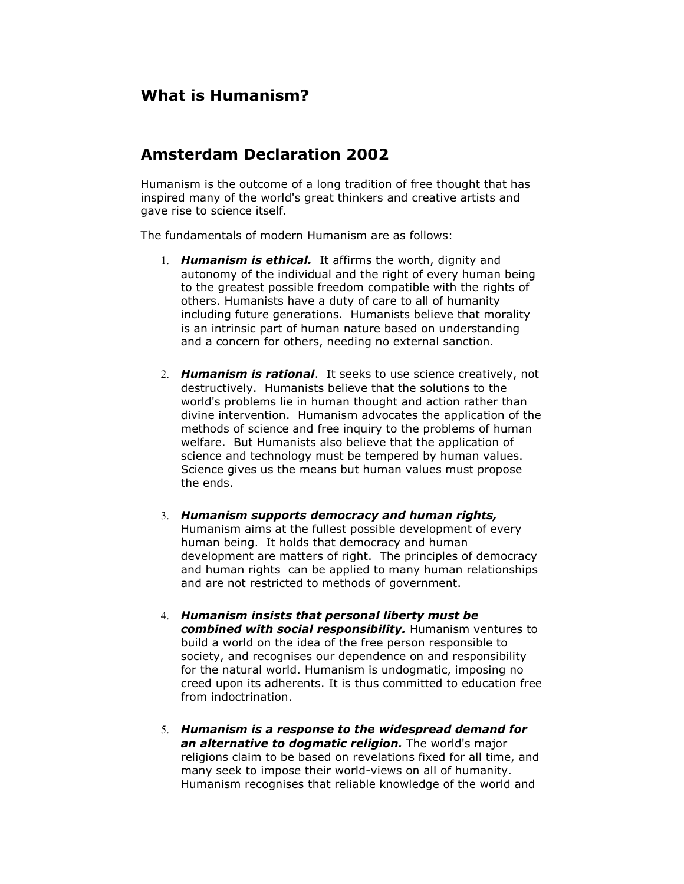## What is Humanism?

## Amsterdam Declaration 2002

Humanism is the outcome of a long tradition of free thought that has inspired many of the world's great thinkers and creative artists and gave rise to science itself.

The fundamentals of modern Humanism are as follows:

1. ***Humanism is ethical.*** It affirms the worth, dignity and autonomy of the individual and the right of every human being to the greatest possible freedom compatible with the rights of others. Humanists have a duty of care to all of humanity including future generations. Humanists believe that morality is an intrinsic part of human nature based on understanding and a concern for others, needing no external sanction.

2. ***Humanism is rational***. It seeks to use science creatively, not destructively. Humanists believe that the solutions to the world's problems lie in human thought and action rather than divine intervention. Humanism advocates the application of the methods of science and free inquiry to the problems of human welfare. But Humanists also believe that the application of science and technology must be tempered by human values. Science gives us the means but human values must propose the ends.

3. ***Humanism supports democracy and human rights,*** Humanism aims at the fullest possible development of every human being. It holds that democracy and human development are matters of right. The principles of democracy and human rights can be applied to many human relationships and are not restricted to methods of government.

4. ***Humanism insists that personal liberty must be combined with social responsibility.*** Humanism ventures to build a world on the idea of the free person responsible to society, and recognises our dependence on and responsibility for the natural world. Humanism is undogmatic, imposing no creed upon its adherents. It is thus committed to education free from indoctrination.

5. ***Humanism is a response to the widespread demand for an alternative to dogmatic religion.*** The world's major religions claim to be based on revelations fixed for all time, and many seek to impose their world-views on all of humanity. Humanism recognises that reliable knowledge of the world and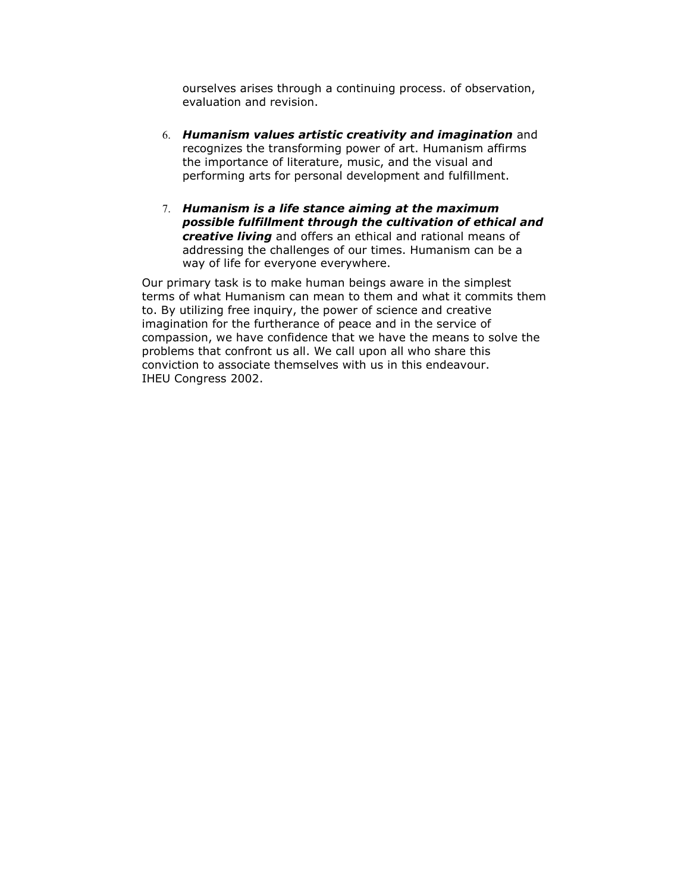ourselves arises through a continuing process. of observation, evaluation and revision.

6. ***Humanism values artistic creativity and imagination*** and recognizes the transforming power of art. Humanism affirms the importance of literature, music, and the visual and performing arts for personal development and fulfillment.

7. ***Humanism is a life stance aiming at the maximum possible fulfillment through the cultivation of ethical and creative living*** and offers an ethical and rational means of addressing the challenges of our times. Humanism can be a way of life for everyone everywhere.

Our primary task is to make human beings aware in the simplest terms of what Humanism can mean to them and what it commits them to. By utilizing free inquiry, the power of science and creative imagination for the furtherance of peace and in the service of compassion, we have confidence that we have the means to solve the problems that confront us all. We call upon all who share this conviction to associate themselves with us in this endeavour.
IHEU Congress 2002.